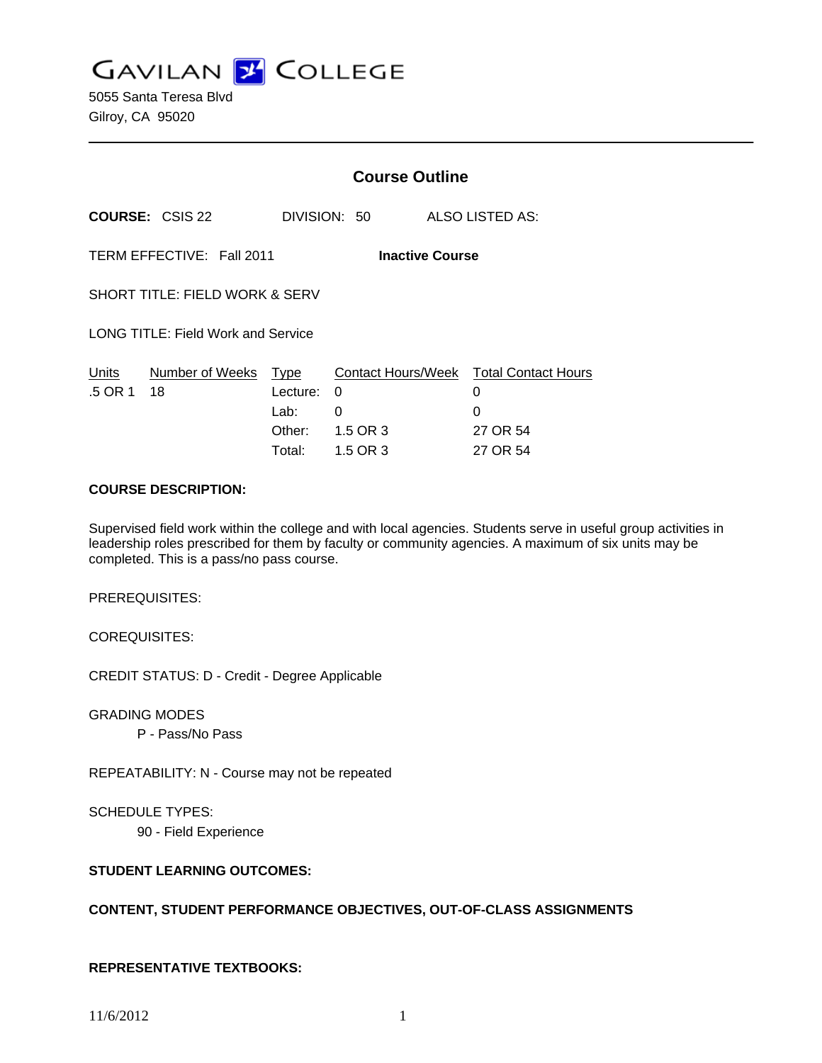# GAVILAN COLLEGE

5055 Santa Teresa Blvd
Gilroy, CA 95020

## Course Outline

**COURSE:** CSIS 22 DIVISION: 50 ALSO LISTED AS:

TERM EFFECTIVE: Fall 2011 **Inactive Course**

SHORT TITLE: FIELD WORK & SERV

LONG TITLE: Field Work and Service

| Units | Number of Weeks | Type | Contact Hours/Week | Total Contact Hours |
|---|---|---|---|---|
| .5 OR 1 | 18 | Lecture: | 0 | 0 |
| | | Lab: | 0 | 0 |
| | | Other: | 1.5 OR 3 | 27 OR 54 |
| | | Total: | 1.5 OR 3 | 27 OR 54 |

**COURSE DESCRIPTION:**

Supervised field work within the college and with local agencies. Students serve in useful group activities in leadership roles prescribed for them by faculty or community agencies. A maximum of six units may be completed. This is a pass/no pass course.

PREREQUISITES:

COREQUISITES:

CREDIT STATUS: D - Credit - Degree Applicable

GRADING MODES
P - Pass/No Pass

REPEATABILITY: N - Course may not be repeated

SCHEDULE TYPES:
90 - Field Experience

**STUDENT LEARNING OUTCOMES:**

**CONTENT, STUDENT PERFORMANCE OBJECTIVES, OUT-OF-CLASS ASSIGNMENTS**

**REPRESENTATIVE TEXTBOOKS:**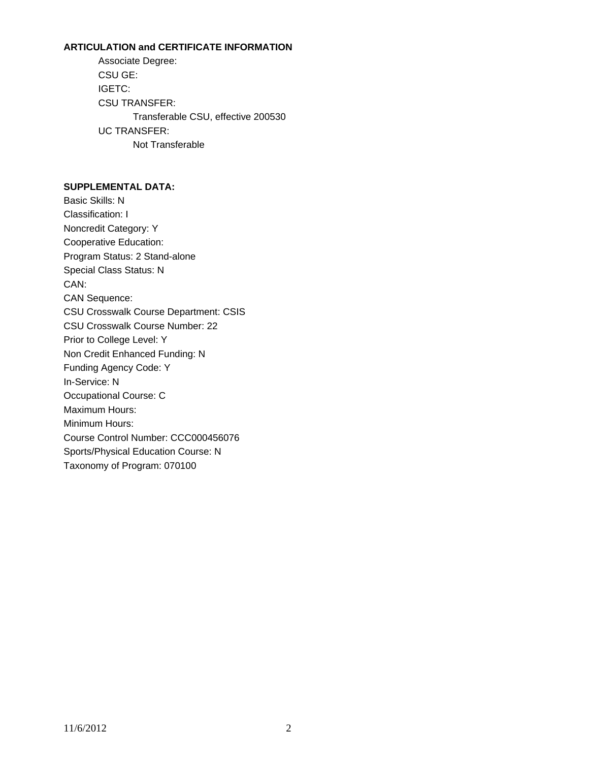**ARTICULATION and CERTIFICATE INFORMATION**

Associate Degree:

CSU GE:

IGETC:

CSU TRANSFER:

Transferable CSU, effective 200530

UC TRANSFER:

Not Transferable

**SUPPLEMENTAL DATA:**

Basic Skills: N

Classification: I

Noncredit Category: Y

Cooperative Education:

Program Status: 2 Stand-alone

Special Class Status: N

CAN:

CAN Sequence:

CSU Crosswalk Course Department: CSIS

CSU Crosswalk Course Number: 22

Prior to College Level: Y

Non Credit Enhanced Funding: N

Funding Agency Code: Y

In-Service: N

Occupational Course: C

Maximum Hours:

Minimum Hours:

Course Control Number: CCC000456076

Sports/Physical Education Course: N

Taxonomy of Program: 070100